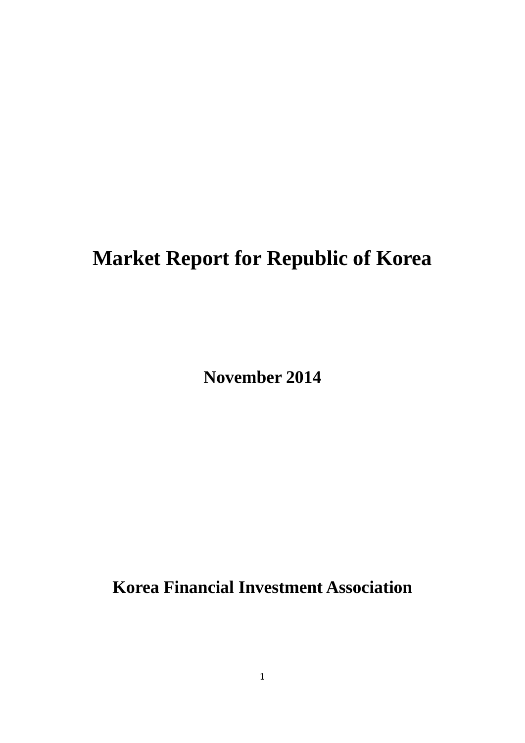# Market Report for Republic of Korea

**November 2014**

**Korea Financial Investment Association**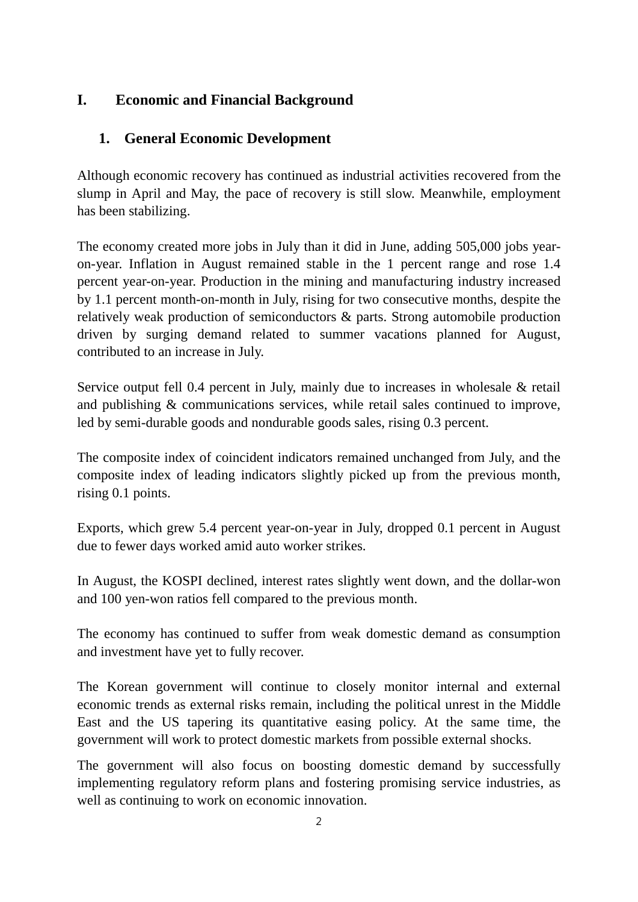# I. Economic and Financial Background

## 1. General Economic Development

Although economic recovery has continued as industrial activities recovered from the slump in April and May, the pace of recovery is still slow. Meanwhile, employment has been stabilizing.

The economy created more jobs in July than it did in June, adding 505,000 jobs year-on-year. Inflation in August remained stable in the 1 percent range and rose 1.4 percent year-on-year. Production in the mining and manufacturing industry increased by 1.1 percent month-on-month in July, rising for two consecutive months, despite the relatively weak production of semiconductors & parts. Strong automobile production driven by surging demand related to summer vacations planned for August, contributed to an increase in July.

Service output fell 0.4 percent in July, mainly due to increases in wholesale & retail and publishing & communications services, while retail sales continued to improve, led by semi-durable goods and nondurable goods sales, rising 0.3 percent.

The composite index of coincident indicators remained unchanged from July, and the composite index of leading indicators slightly picked up from the previous month, rising 0.1 points.

Exports, which grew 5.4 percent year-on-year in July, dropped 0.1 percent in August due to fewer days worked amid auto worker strikes.

In August, the KOSPI declined, interest rates slightly went down, and the dollar-won and 100 yen-won ratios fell compared to the previous month.

The economy has continued to suffer from weak domestic demand as consumption and investment have yet to fully recover.

The Korean government will continue to closely monitor internal and external economic trends as external risks remain, including the political unrest in the Middle East and the US tapering its quantitative easing policy. At the same time, the government will work to protect domestic markets from possible external shocks.

The government will also focus on boosting domestic demand by successfully implementing regulatory reform plans and fostering promising service industries, as well as continuing to work on economic innovation.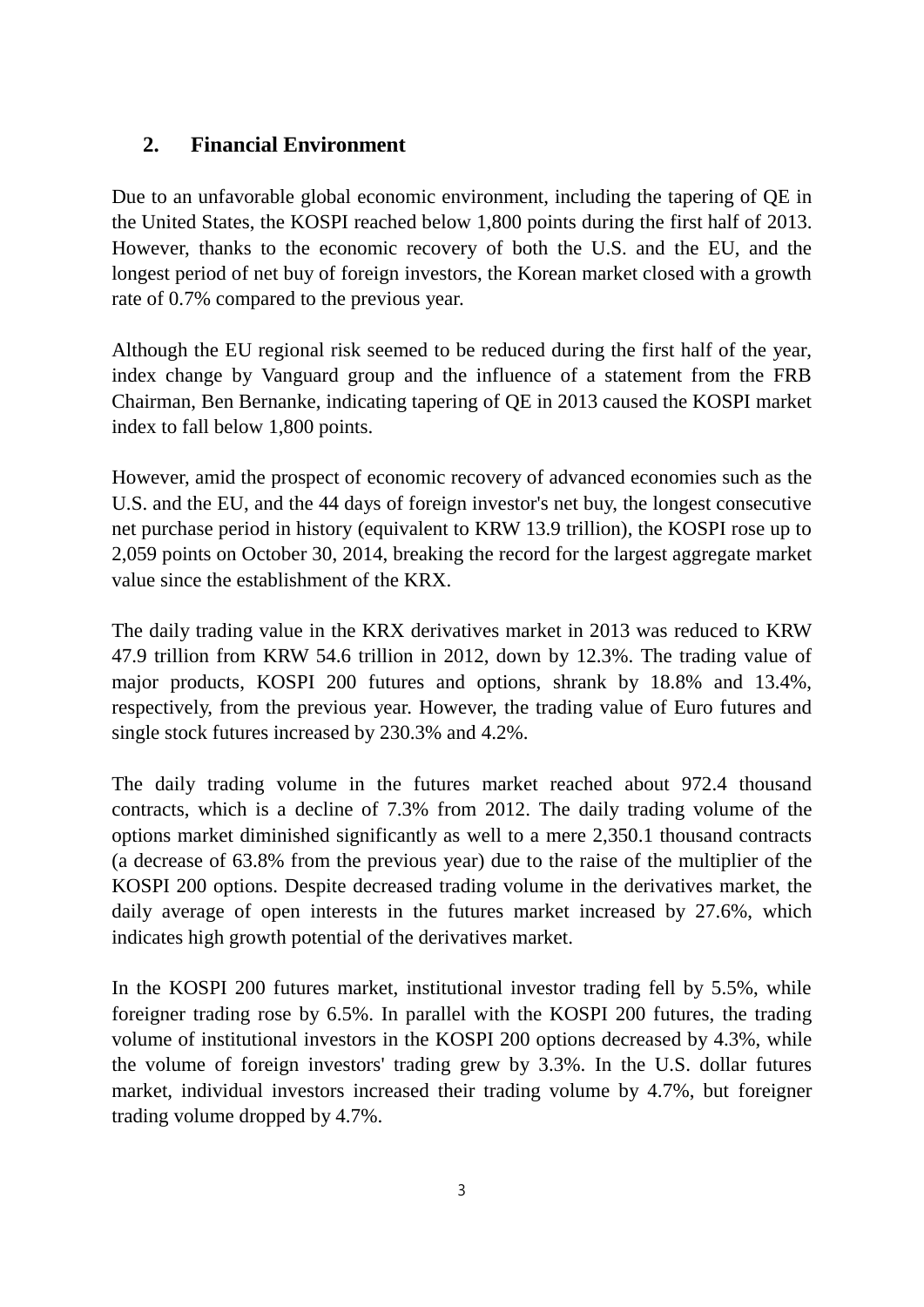## 2. Financial Environment

Due to an unfavorable global economic environment, including the tapering of QE in the United States, the KOSPI reached below 1,800 points during the first half of 2013. However, thanks to the economic recovery of both the U.S. and the EU, and the longest period of net buy of foreign investors, the Korean market closed with a growth rate of 0.7% compared to the previous year.

Although the EU regional risk seemed to be reduced during the first half of the year, index change by Vanguard group and the influence of a statement from the FRB Chairman, Ben Bernanke, indicating tapering of QE in 2013 caused the KOSPI market index to fall below 1,800 points.

However, amid the prospect of economic recovery of advanced economies such as the U.S. and the EU, and the 44 days of foreign investor's net buy, the longest consecutive net purchase period in history (equivalent to KRW 13.9 trillion), the KOSPI rose up to 2,059 points on October 30, 2014, breaking the record for the largest aggregate market value since the establishment of the KRX.

The daily trading value in the KRX derivatives market in 2013 was reduced to KRW 47.9 trillion from KRW 54.6 trillion in 2012, down by 12.3%. The trading value of major products, KOSPI 200 futures and options, shrank by 18.8% and 13.4%, respectively, from the previous year. However, the trading value of Euro futures and single stock futures increased by 230.3% and 4.2%.

The daily trading volume in the futures market reached about 972.4 thousand contracts, which is a decline of 7.3% from 2012. The daily trading volume of the options market diminished significantly as well to a mere 2,350.1 thousand contracts (a decrease of 63.8% from the previous year) due to the raise of the multiplier of the KOSPI 200 options. Despite decreased trading volume in the derivatives market, the daily average of open interests in the futures market increased by 27.6%, which indicates high growth potential of the derivatives market.

In the KOSPI 200 futures market, institutional investor trading fell by 5.5%, while foreigner trading rose by 6.5%. In parallel with the KOSPI 200 futures, the trading volume of institutional investors in the KOSPI 200 options decreased by 4.3%, while the volume of foreign investors' trading grew by 3.3%. In the U.S. dollar futures market, individual investors increased their trading volume by 4.7%, but foreigner trading volume dropped by 4.7%.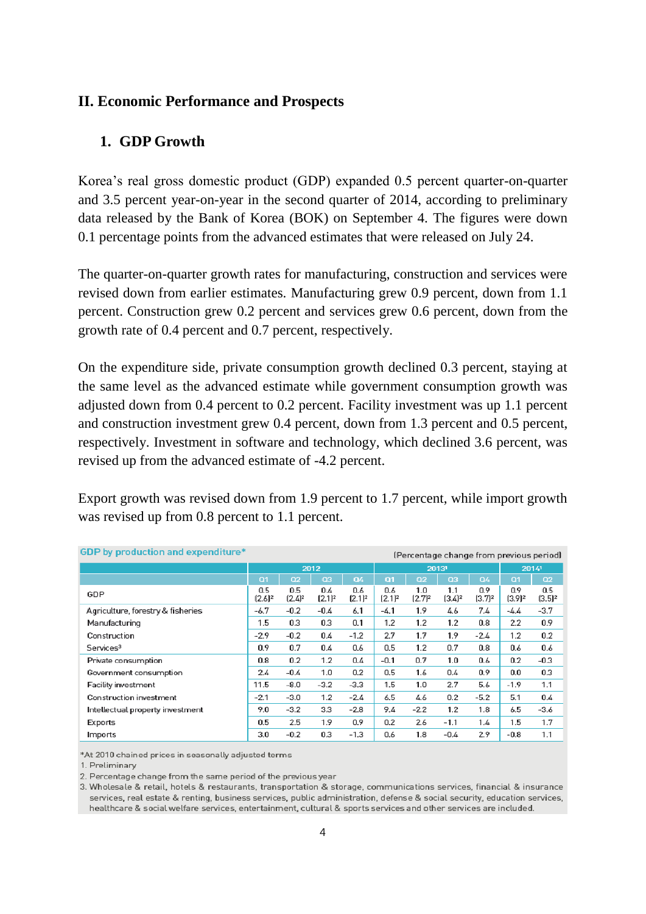## II. Economic Performance and Prospects

### 1. GDP Growth

Korea's real gross domestic product (GDP) expanded 0.5 percent quarter-on-quarter and 3.5 percent year-on-year in the second quarter of 2014, according to preliminary data released by the Bank of Korea (BOK) on September 4. The figures were down 0.1 percentage points from the advanced estimates that were released on July 24.

The quarter-on-quarter growth rates for manufacturing, construction and services were revised down from earlier estimates. Manufacturing grew 0.9 percent, down from 1.1 percent. Construction grew 0.2 percent and services grew 0.6 percent, down from the growth rate of 0.4 percent and 0.7 percent, respectively.

On the expenditure side, private consumption growth declined 0.3 percent, staying at the same level as the advanced estimate while government consumption growth was adjusted down from 0.4 percent to 0.2 percent. Facility investment was up 1.1 percent and construction investment grew 0.4 percent, down from 1.3 percent and 0.5 percent, respectively. Investment in software and technology, which declined 3.6 percent, was revised up from the advanced estimate of -4.2 percent.

Export growth was revised down from 1.9 percent to 1.7 percent, while import growth was revised up from 0.8 percent to 1.1 percent.

**GDP by production and expenditure***

(Percentage change from previous period)

| | 2012 | | | | 2013[1] | | | | 2014[1] | |
|---|---|---|---|---|---|---|---|---|---|---|
| | Q1 | Q2 | Q3 | Q4 | Q1 | Q2 | Q3 | Q4 | Q1 | Q2 |
| GDP | 0.5 (2.6)[2] | 0.5 (2.4)[2] | 0.4 (2.1)[2] | 0.6 (2.1)[2] | 0.6 (2.1)[2] | 1.0 (2.7)[2] | 1.1 (3.4)[2] | 0.9 (3.7)[2] | 0.9 (3.9)[2] | 0.5 (3.5)[2] |
| Agriculture, forestry & fisheries | -6.7 | -0.2 | -0.4 | 6.1 | -4.1 | 1.9 | 4.6 | 7.4 | -4.4 | -3.7 |
| Manufacturing | 1.5 | 0.3 | 0.3 | 0.1 | 1.2 | 1.2 | 1.2 | 0.8 | 2.2 | 0.9 |
| Construction | -2.9 | -0.2 | 0.4 | -1.2 | 2.7 | 1.7 | 1.9 | -2.4 | 1.2 | 0.2 |
| Services[3] | 0.9 | 0.7 | 0.4 | 0.6 | 0.5 | 1.2 | 0.7 | 0.8 | 0.6 | 0.6 |
| Private consumption | 0.8 | 0.2 | 1.2 | 0.4 | -0.1 | 0.7 | 1.0 | 0.6 | 0.2 | -0.3 |
| Government consumption | 2.4 | -0.4 | 1.0 | 0.2 | 0.5 | 1.6 | 0.4 | 0.9 | 0.0 | 0.3 |
| Facility investment | 11.5 | -8.0 | -3.2 | -3.3 | 1.5 | 1.0 | 2.7 | 5.6 | -1.9 | 1.1 |
| Construction investment | -2.1 | -3.0 | 1.2 | -2.4 | 6.5 | 4.6 | 0.2 | -5.2 | 5.1 | 0.4 |
| Intellectual property investment | 9.0 | -3.2 | 3.3 | -2.8 | 9.4 | -2.2 | 1.2 | 1.8 | 6.5 | -3.6 |
| Exports | 0.5 | 2.5 | 1.9 | 0.9 | 0.2 | 2.6 | -1.1 | 1.4 | 1.5 | 1.7 |
| Imports | 3.0 | -0.2 | 0.3 | -1.3 | 0.6 | 1.8 | -0.4 | 2.9 | -0.8 | 1.1 |

*At 2010 chained prices in seasonally adjusted terms
1. Preliminary
2. Percentage change from the same period of the previous year
3. Wholesale & retail, hotels & restaurants, transportation & storage, communications services, financial & insurance services, real estate & renting, business services, public administration, defense & social security, education services, healthcare & social welfare services, entertainment, cultural & sports services and other services are included.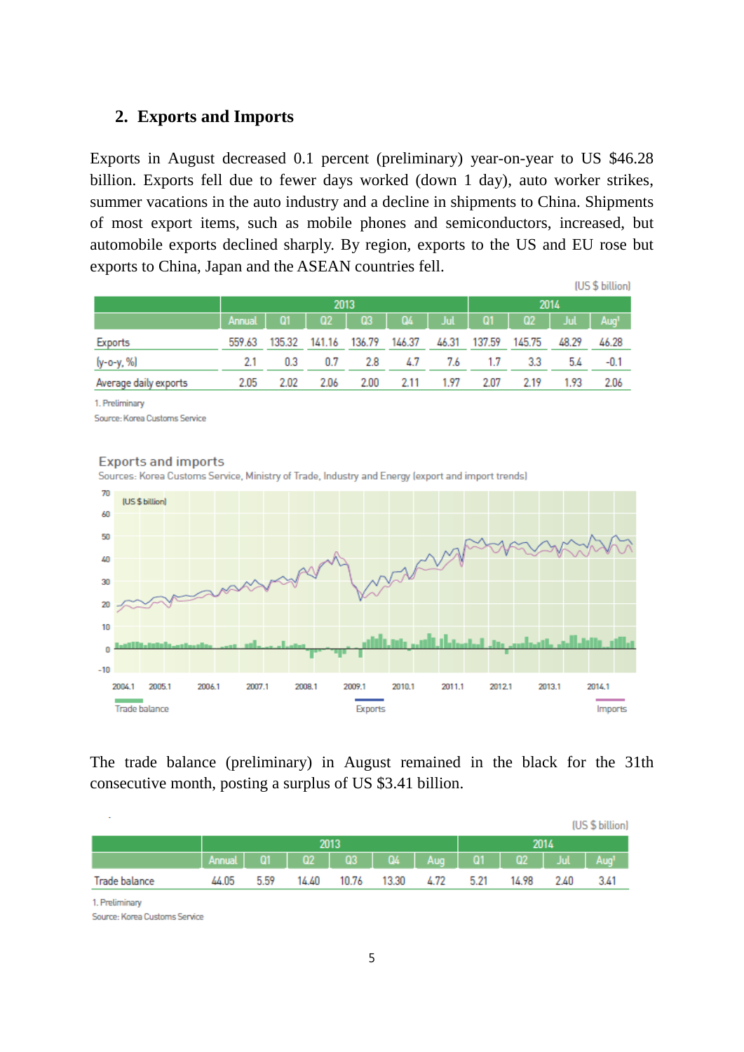## 2. Exports and Imports

Exports in August decreased 0.1 percent (preliminary) year-on-year to US $46.28 billion. Exports fell due to fewer days worked (down 1 day), auto worker strikes, summer vacations in the auto industry and a decline in shipments to China. Shipments of most export items, such as mobile phones and semiconductors, increased, but automobile exports declined sharply. By region, exports to the US and EU rose but exports to China, Japan and the ASEAN countries fell.

(US $ billion)

| | 2013 | | | | | | 2014 | | | |
|---|---|---|---|---|---|---|---|---|---|---|
| | Annual | Q1 | Q2 | Q3 | Q4 | Jul | Q1 | Q2 | Jul | Aug[1] |
| Exports | 559.63 | 135.32 | 141.16 | 136.79 | 146.37 | 46.31 | 137.59 | 145.75 | 48.29 | 46.28 |
| (y-o-y, %) | 2.1 | 0.3 | 0.7 | 2.8 | 4.7 | 7.6 | 1.7 | 3.3 | 5.4 | -0.1 |
| Average daily exports | 2.05 | 2.02 | 2.06 | 2.00 | 2.11 | 1.97 | 2.07 | 2.19 | 1.93 | 2.06 |

1. Preliminary
Source: Korea Customs Service

**Exports and imports**
Sources: Korea Customs Service, Ministry of Trade, Industry and Energy (export and import trends)

The trade balance (preliminary) in August remained in the black for the 31th consecutive month, posting a surplus of US $3.41 billion.

(US $ billion)

| | 2013 | | | | | | 2014 | | | |
|---|---|---|---|---|---|---|---|---|---|---|
| | Annual | Q1 | Q2 | Q3 | Q4 | Aug | Q1 | Q2 | Jul | Aug[1] |
| Trade balance | 44.05 | 5.59 | 14.40 | 10.76 | 13.30 | 4.72 | 5.21 | 14.98 | 2.40 | 3.41 |

1. Preliminary
Source: Korea Customs Service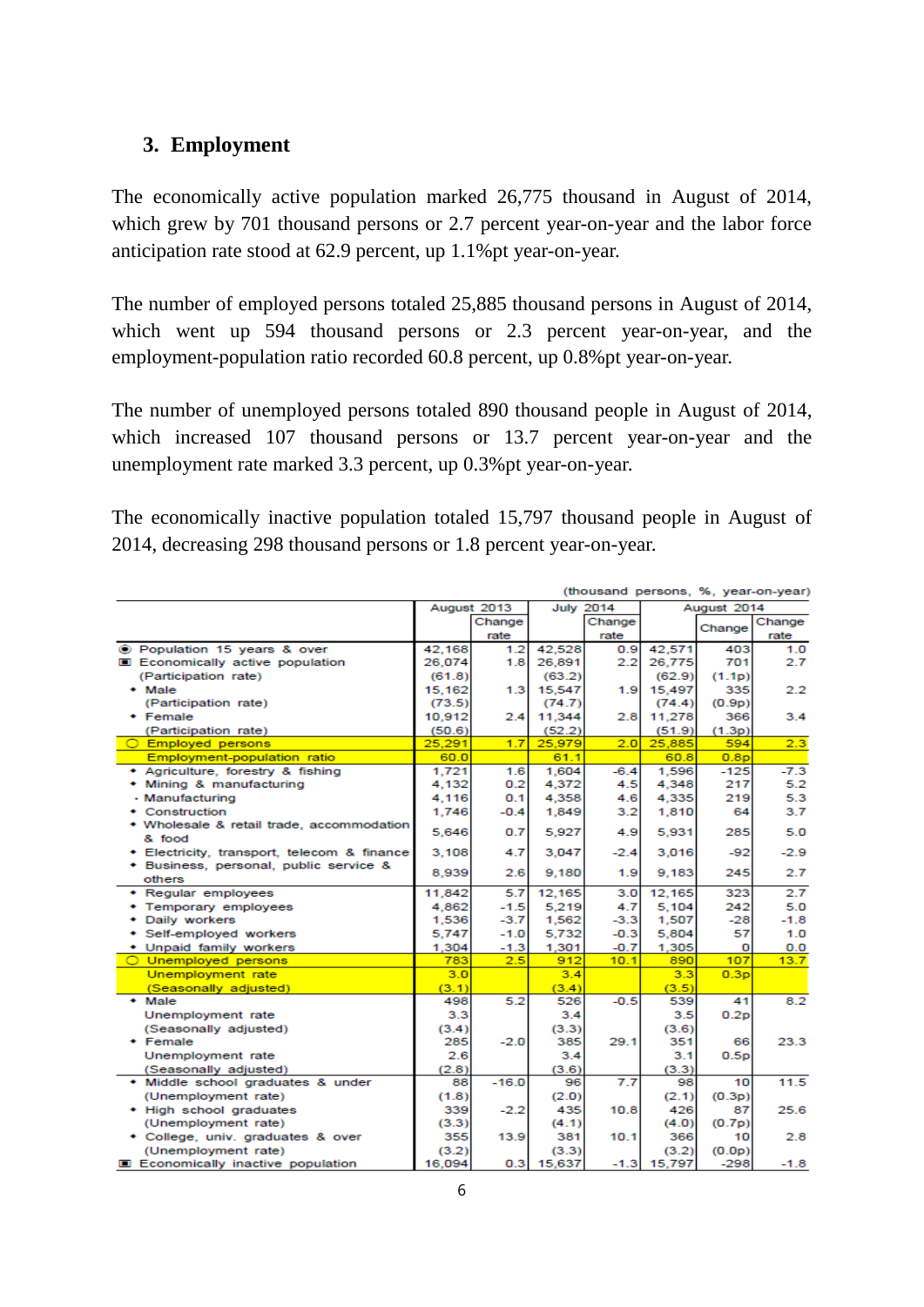## 3. Employment

The economically active population marked 26,775 thousand in August of 2014, which grew by 701 thousand persons or 2.7 percent year-on-year and the labor force anticipation rate stood at 62.9 percent, up 1.1%pt year-on-year.

The number of employed persons totaled 25,885 thousand persons in August of 2014, which went up 594 thousand persons or 2.3 percent year-on-year, and the employment-population ratio recorded 60.8 percent, up 0.8%pt year-on-year.

The number of unemployed persons totaled 890 thousand people in August of 2014, which increased 107 thousand persons or 13.7 percent year-on-year and the unemployment rate marked 3.3 percent, up 0.3%pt year-on-year.

The economically inactive population totaled 15,797 thousand people in August of 2014, decreasing 298 thousand persons or 1.8 percent year-on-year.

(thousand persons, %, year-on-year)

| | August 2013 | | July 2014 | | August 2014 | | |
|---|---|---|---|---|---|---|---|
| | | Change rate | | Change rate | | Change | Change rate |
| ◉ Population 15 years & over | 42,168 | 1.2 | 42,528 | 0.9 | 42,571 | 403 | 1.0 |
| ▣ Economically active population | 26,074 | 1.8 | 26,891 | 2.2 | 26,775 | 701 | 2.7 |
| (Participation rate) | (61.8) | | (63.2) | | (62.9) | (1.1p) | |
| • Male | 15,162 | 1.3 | 15,547 | 1.9 | 15,497 | 335 | 2.2 |
| (Participation rate) | (73.5) | | (74.7) | | (74.4) | (0.9p) | |
| • Female | 10,912 | 2.4 | 11,344 | 2.8 | 11,278 | 366 | 3.4 |
| (Participation rate) | (50.6) | | (52.2) | | (51.9) | (1.3p) | |
| ○ Employed persons | 25,291 | 1.7 | 25,979 | 2.0 | 25,885 | 594 | 2.3 |
| Employment-population ratio | 60.0 | | 61.1 | | 60.8 | 0.8p | |
| • Agriculture, forestry & fishing | 1,721 | 1.6 | 1,604 | -6.4 | 1,596 | -125 | -7.3 |
| • Mining & manufacturing | 4,132 | 0.2 | 4,372 | 4.5 | 4,348 | 217 | 5.2 |
| - Manufacturing | 4,116 | 0.1 | 4,358 | 4.6 | 4,335 | 219 | 5.3 |
| • Construction | 1,746 | -0.4 | 1,849 | 3.2 | 1,810 | 64 | 3.7 |
| • Wholesale & retail trade, accommodation & food | 5,646 | 0.7 | 5,927 | 4.9 | 5,931 | 285 | 5.0 |
| • Electricity, transport, telecom & finance | 3,108 | 4.7 | 3,047 | -2.4 | 3,016 | -92 | -2.9 |
| • Business, personal, public service & others | 8,939 | 2.6 | 9,180 | 1.9 | 9,183 | 245 | 2.7 |
| • Regular employees | 11,842 | 5.7 | 12,165 | 3.0 | 12,165 | 323 | 2.7 |
| • Temporary employees | 4,862 | -1.5 | 5,219 | 4.7 | 5,104 | 242 | 5.0 |
| • Daily workers | 1,536 | -3.7 | 1,562 | -3.3 | 1,507 | -28 | -1.8 |
| • Self-employed workers | 5,747 | -1.0 | 5,732 | -0.3 | 5,804 | 57 | 1.0 |
| • Unpaid family workers | 1,304 | -1.3 | 1,301 | -0.7 | 1,305 | 0 | 0.0 |
| ○ Unemployed persons | 783 | 2.5 | 912 | 10.1 | 890 | 107 | 13.7 |
| Unemployment rate | 3.0 | | 3.4 | | 3.3 | 0.3p | |
| (Seasonally adjusted) | (3.1) | | (3.4) | | (3.5) | | |
| • Male | 498 | 5.2 | 526 | -0.5 | 539 | 41 | 8.2 |
| Unemployment rate | 3.3 | | 3.4 | | 3.5 | 0.2p | |
| (Seasonally adjusted) | (3.4) | | (3.3) | | (3.6) | | |
| • Female | 285 | -2.0 | 385 | 29.1 | 351 | 66 | 23.3 |
| Unemployment rate | 2.6 | | 3.4 | | 3.1 | 0.5p | |
| (Seasonally adjusted) | (2.8) | | (3.6) | | (3.3) | | |
| • Middle school graduates & under | 88 | -16.0 | 96 | 7.7 | 98 | 10 | 11.5 |
| (Unemployment rate) | (1.8) | | (2.0) | | (2.1) | (0.3p) | |
| • High school graduates | 339 | -2.2 | 435 | 10.8 | 426 | 87 | 25.6 |
| (Unemployment rate) | (3.3) | | (4.1) | | (4.0) | (0.7p) | |
| • College, univ. graduates & over | 355 | 13.9 | 381 | 10.1 | 366 | 10 | 2.8 |
| (Unemployment rate) | (3.2) | | (3.3) | | (3.2) | (0.0p) | |
| ▣ Economically inactive population | 16,094 | 0.3 | 15,637 | -1.3 | 15,797 | -298 | -1.8 |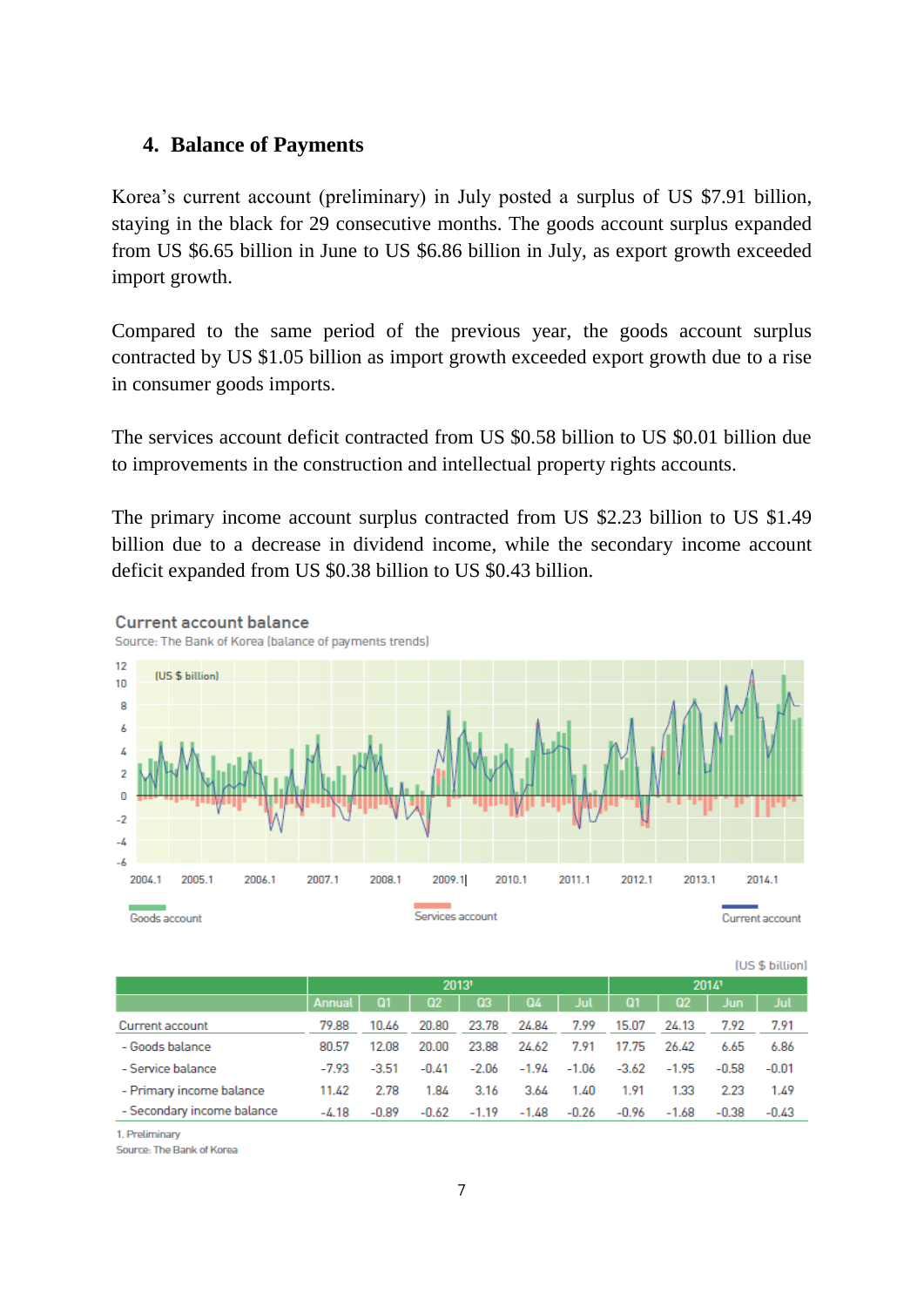## 4. Balance of Payments

Korea's current account (preliminary) in July posted a surplus of US $7.91 billion, staying in the black for 29 consecutive months. The goods account surplus expanded from US $6.65 billion in June to US $6.86 billion in July, as export growth exceeded import growth.

Compared to the same period of the previous year, the goods account surplus contracted by US $1.05 billion as import growth exceeded export growth due to a rise in consumer goods imports.

The services account deficit contracted from US $0.58 billion to US $0.01 billion due to improvements in the construction and intellectual property rights accounts.

The primary income account surplus contracted from US $2.23 billion to US $1.49 billion due to a decrease in dividend income, while the secondary income account deficit expanded from US $0.38 billion to US $0.43 billion.

**Current account balance**

Source: The Bank of Korea (balance of payments trends)

(US $ billion)

| | 2013[1] | | | | | | 2014[1] | | | |
|---|---|---|---|---|---|---|---|---|---|---|
| | Annual | Q1 | Q2 | Q3 | Q4 | Jul | Q1 | Q2 | Jun | Jul |
| Current account | 79.88 | 10.46 | 20.80 | 23.78 | 24.84 | 7.99 | 15.07 | 24.13 | 7.92 | 7.91 |
| - Goods balance | 80.57 | 12.08 | 20.00 | 23.88 | 24.62 | 7.91 | 17.75 | 26.42 | 6.65 | 6.86 |
| - Service balance | -7.93 | -3.51 | -0.41 | -2.06 | -1.94 | -1.06 | -3.62 | -1.95 | -0.58 | -0.01 |
| - Primary income balance | 11.42 | 2.78 | 1.84 | 3.16 | 3.64 | 1.40 | 1.91 | 1.33 | 2.23 | 1.49 |
| - Secondary income balance | -4.18 | -0.89 | -0.62 | -1.19 | -1.48 | -0.26 | -0.96 | -1.68 | -0.38 | -0.43 |

1. Preliminary

Source: The Bank of Korea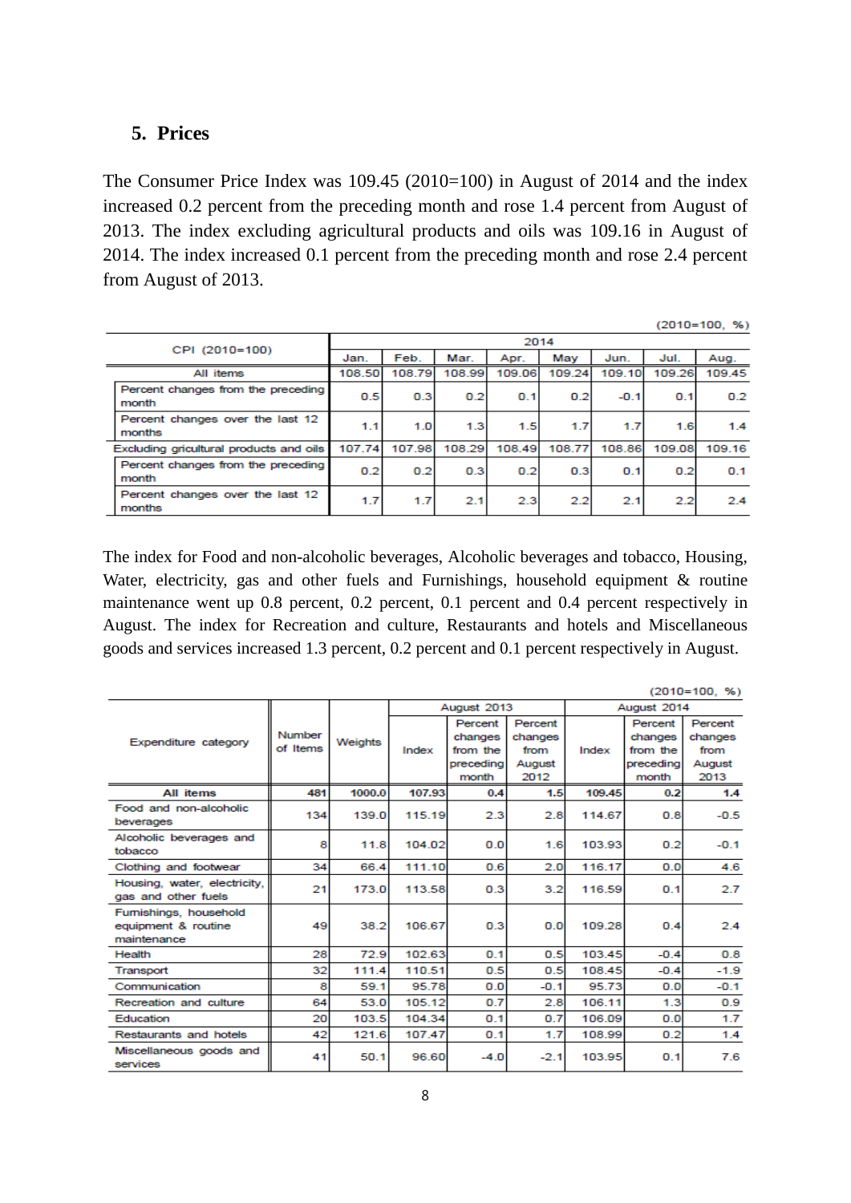## 5. Prices

The Consumer Price Index was 109.45 (2010=100) in August of 2014 and the index increased 0.2 percent from the preceding month and rose 1.4 percent from August of 2013. The index excluding agricultural products and oils was 109.16 in August of 2014. The index increased 0.1 percent from the preceding month and rose 2.4 percent from August of 2013.

(2010=100, %)

| CPI (2010=100) | 2014 | | | | | | | |
|---|---|---|---|---|---|---|---|---|
| | Jan. | Feb. | Mar. | Apr. | May | Jun. | Jul. | Aug. |
| All items | 108.50 | 108.79 | 108.99 | 109.06 | 109.24 | 109.10 | 109.26 | 109.45 |
| Percent changes from the preceding month | 0.5 | 0.3 | 0.2 | 0.1 | 0.2 | -0.1 | 0.1 | 0.2 |
| Percent changes over the last 12 months | 1.1 | 1.0 | 1.3 | 1.5 | 1.7 | 1.7 | 1.6 | 1.4 |
| Excluding gricultural products and oils | 107.74 | 107.98 | 108.29 | 108.49 | 108.77 | 108.86 | 109.08 | 109.16 |
| Percent changes from the preceding month | 0.2 | 0.2 | 0.3 | 0.2 | 0.3 | 0.1 | 0.2 | 0.1 |
| Percent changes over the last 12 months | 1.7 | 1.7 | 2.1 | 2.3 | 2.2 | 2.1 | 2.2 | 2.4 |

The index for Food and non-alcoholic beverages, Alcoholic beverages and tobacco, Housing, Water, electricity, gas and other fuels and Furnishings, household equipment & routine maintenance went up 0.8 percent, 0.2 percent, 0.1 percent and 0.4 percent respectively in August. The index for Recreation and culture, Restaurants and hotels and Miscellaneous goods and services increased 1.3 percent, 0.2 percent and 0.1 percent respectively in August.

(2010=100, %)

| Expenditure category | Number of Items | Weights | August 2013 | | | August 2014 | | |
|---|---|---|---|---|---|---|---|---|
| | | | Index | Percent changes from the preceding month | Percent changes from August 2012 | Index | Percent changes from the preceding month | Percent changes from August 2013 |
| **All items** | 481 | 1000.0 | 107.93 | 0.4 | 1.5 | 109.45 | 0.2 | 1.4 |
| Food and non-alcoholic beverages | 134 | 139.0 | 115.19 | 2.3 | 2.8 | 114.67 | 0.8 | -0.5 |
| Alcoholic beverages and tobacco | 8 | 11.8 | 104.02 | 0.0 | 1.6 | 103.93 | 0.2 | -0.1 |
| Clothing and footwear | 34 | 66.4 | 111.10 | 0.6 | 2.0 | 116.17 | 0.0 | 4.6 |
| Housing, water, electricity, gas and other fuels | 21 | 173.0 | 113.58 | 0.3 | 3.2 | 116.59 | 0.1 | 2.7 |
| Furnishings, household equipment & routine maintenance | 49 | 38.2 | 106.67 | 0.3 | 0.0 | 109.28 | 0.4 | 2.4 |
| Health | 28 | 72.9 | 102.63 | 0.1 | 0.5 | 103.45 | -0.4 | 0.8 |
| Transport | 32 | 111.4 | 110.51 | 0.5 | 0.5 | 108.45 | -0.4 | -1.9 |
| Communication | 8 | 59.1 | 95.78 | 0.0 | -0.1 | 95.73 | 0.0 | -0.1 |
| Recreation and culture | 64 | 53.0 | 105.12 | 0.7 | 2.8 | 106.11 | 1.3 | 0.9 |
| Education | 20 | 103.5 | 104.34 | 0.1 | 0.7 | 106.09 | 0.0 | 1.7 |
| Restaurants and hotels | 42 | 121.6 | 107.47 | 0.1 | 1.7 | 108.99 | 0.2 | 1.4 |
| Miscellaneous goods and services | 41 | 50.1 | 96.60 | -4.0 | -2.1 | 103.95 | 0.1 | 7.6 |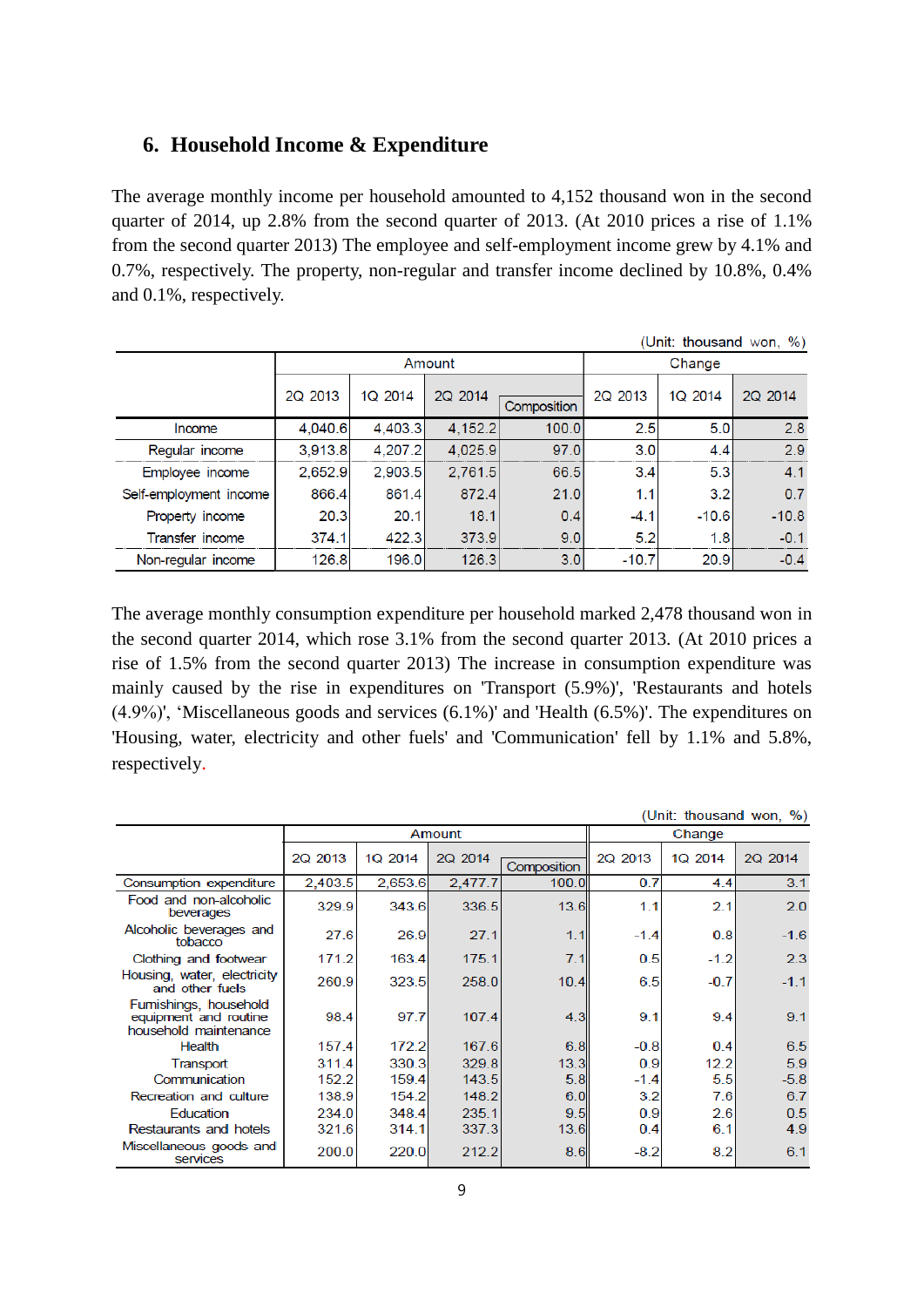## 6. Household Income & Expenditure

The average monthly income per household amounted to 4,152 thousand won in the second quarter of 2014, up 2.8% from the second quarter of 2013. (At 2010 prices a rise of 1.1% from the second quarter 2013) The employee and self-employment income grew by 4.1% and 0.7%, respectively. The property, non-regular and transfer income declined by 10.8%, 0.4% and 0.1%, respectively.

(Unit: thousand won, %)

| | Amount | | | | Change | | |
|---|---|---|---|---|---|---|---|
| | 2Q 2013 | 1Q 2014 | 2Q 2014 | Composition | 2Q 2013 | 1Q 2014 | 2Q 2014 |
| Income | 4,040.6 | 4,403.3 | 4,152.2 | 100.0 | 2.5 | 5.0 | 2.8 |
| Regular income | 3,913.8 | 4,207.2 | 4,025.9 | 97.0 | 3.0 | 4.4 | 2.9 |
| Employee income | 2,652.9 | 2,903.5 | 2,761.5 | 66.5 | 3.4 | 5.3 | 4.1 |
| Self-employment income | 866.4 | 861.4 | 872.4 | 21.0 | 1.1 | 3.2 | 0.7 |
| Property income | 20.3 | 20.1 | 18.1 | 0.4 | -4.1 | -10.6 | -10.8 |
| Transfer income | 374.1 | 422.3 | 373.9 | 9.0 | 5.2 | 1.8 | -0.1 |
| Non-regular income | 126.8 | 196.0 | 126.3 | 3.0 | -10.7 | 20.9 | -0.4 |

The average monthly consumption expenditure per household marked 2,478 thousand won in the second quarter 2014, which rose 3.1% from the second quarter 2013. (At 2010 prices a rise of 1.5% from the second quarter 2013) The increase in consumption expenditure was mainly caused by the rise in expenditures on 'Transport (5.9%)', 'Restaurants and hotels (4.9%)', 'Miscellaneous goods and services (6.1%)' and 'Health (6.5%)'. The expenditures on 'Housing, water, electricity and other fuels' and 'Communication' fell by 1.1% and 5.8%, respectively.

(Unit: thousand won, %)

| | Amount | | | | Change | | |
|---|---|---|---|---|---|---|---|
| | 2Q 2013 | 1Q 2014 | 2Q 2014 | Composition | 2Q 2013 | 1Q 2014 | 2Q 2014 |
| Consumption expenditure | 2,403.5 | 2,653.6 | 2,477.7 | 100.0 | 0.7 | 4.4 | 3.1 |
| Food and non-alcoholic beverages | 329.9 | 343.6 | 336.5 | 13.6 | 1.1 | 2.1 | 2.0 |
| Alcoholic beverages and tobacco | 27.6 | 26.9 | 27.1 | 1.1 | -1.4 | 0.8 | -1.6 |
| Clothing and footwear | 171.2 | 163.4 | 175.1 | 7.1 | 0.5 | -1.2 | 2.3 |
| Housing, water, electricity and other fuels | 260.9 | 323.5 | 258.0 | 10.4 | 6.5 | -0.7 | -1.1 |
| Furnishings, household equipment and routine household maintenance | 98.4 | 97.7 | 107.4 | 4.3 | 9.1 | 9.4 | 9.1 |
| Health | 157.4 | 172.2 | 167.6 | 6.8 | -0.8 | 0.4 | 6.5 |
| Transport | 311.4 | 330.3 | 329.8 | 13.3 | 0.9 | 12.2 | 5.9 |
| Communication | 152.2 | 159.4 | 143.5 | 5.8 | -1.4 | 5.5 | -5.8 |
| Recreation and culture | 138.9 | 154.2 | 148.2 | 6.0 | 3.2 | 7.6 | 6.7 |
| Education | 234.0 | 348.4 | 235.1 | 9.5 | 0.9 | 2.6 | 0.5 |
| Restaurants and hotels | 321.6 | 314.1 | 337.3 | 13.6 | 0.4 | 6.1 | 4.9 |
| Miscellaneous goods and services | 200.0 | 220.0 | 212.2 | 8.6 | -8.2 | 8.2 | 6.1 |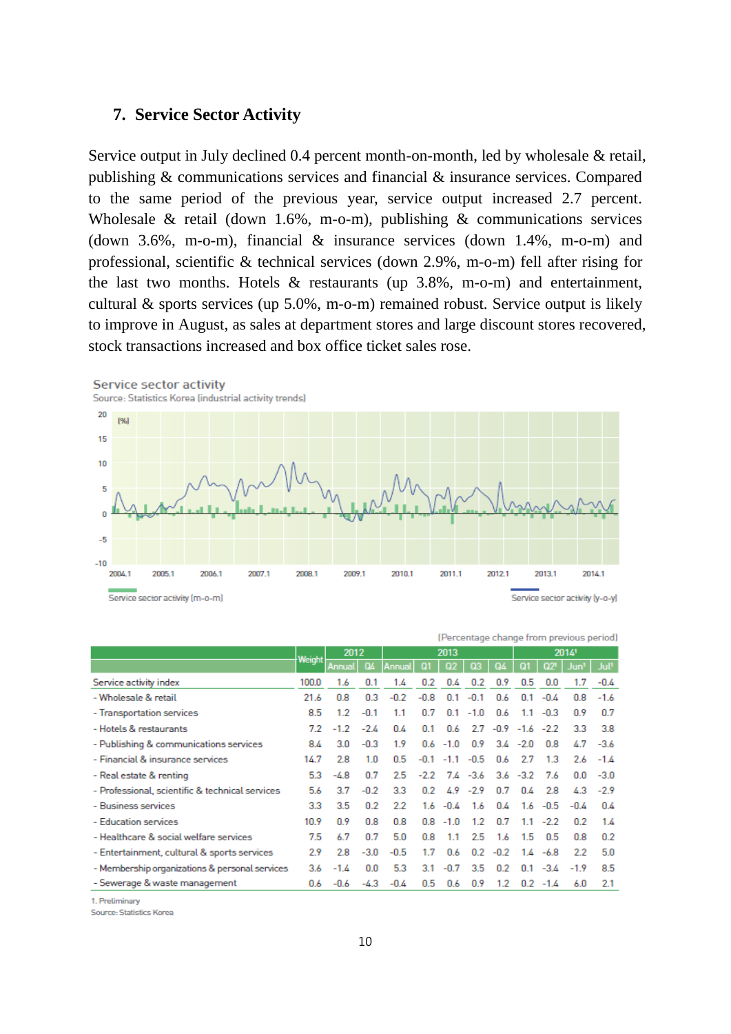## 7. Service Sector Activity

Service output in July declined 0.4 percent month-on-month, led by wholesale & retail, publishing & communications services and financial & insurance services. Compared to the same period of the previous year, service output increased 2.7 percent. Wholesale & retail (down 1.6%, m-o-m), publishing & communications services (down 3.6%, m-o-m), financial & insurance services (down 1.4%, m-o-m) and professional, scientific & technical services (down 2.9%, m-o-m) fell after rising for the last two months. Hotels & restaurants (up 3.8%, m-o-m) and entertainment, cultural & sports services (up 5.0%, m-o-m) remained robust. Service output is likely to improve in August, as sales at department stores and large discount stores recovered, stock transactions increased and box office ticket sales rose.

**Service sector activity**

Source: Statistics Korea (industrial activity trends)

(Percentage change from previous period)

| | Weight | 2012 | | 2013 | | | | | 2014[1] | | | |
|---|---|---|---|---|---|---|---|---|---|---|---|---|
| | | Annual | Q4 | Annual | Q1 | Q2 | Q3 | Q4 | Q1 | Q2[1] | Jun[1] | Jul[1] |
| Service activity index | 100.0 | 1.6 | 0.1 | 1.4 | 0.2 | 0.4 | 0.2 | 0.9 | 0.5 | 0.0 | 1.7 | -0.4 |
| - Wholesale & retail | 21.6 | 0.8 | 0.3 | -0.2 | -0.8 | 0.1 | -0.1 | 0.6 | 0.1 | -0.4 | 0.8 | -1.6 |
| - Transportation services | 8.5 | 1.2 | -0.1 | 1.1 | 0.7 | 0.1 | -1.0 | 0.6 | 1.1 | -0.3 | 0.9 | 0.7 |
| - Hotels & restaurants | 7.2 | -1.2 | -2.4 | 0.4 | 0.1 | 0.6 | 2.7 | -0.9 | -1.6 | -2.2 | 3.3 | 3.8 |
| - Publishing & communications services | 8.4 | 3.0 | -0.3 | 1.9 | 0.6 | -1.0 | 0.9 | 3.4 | -2.0 | 0.8 | 4.7 | -3.6 |
| - Financial & insurance services | 14.7 | 2.8 | 1.0 | 0.5 | -0.1 | -1.1 | -0.5 | 0.6 | 2.7 | 1.3 | 2.6 | -1.4 |
| - Real estate & renting | 5.3 | -4.8 | 0.7 | 2.5 | -2.2 | 7.4 | -3.6 | 3.6 | -3.2 | 7.6 | 0.0 | -3.0 |
| - Professional, scientific & technical services | 5.6 | 3.7 | -0.2 | 3.3 | 0.2 | 4.9 | -2.9 | 0.7 | 0.4 | 2.8 | 4.3 | -2.9 |
| - Business services | 3.3 | 3.5 | 0.2 | 2.2 | 1.6 | -0.4 | 1.6 | 0.4 | 1.6 | -0.5 | -0.4 | 0.4 |
| - Education services | 10.9 | 0.9 | 0.8 | 0.8 | 0.8 | -1.0 | 1.2 | 0.7 | 1.1 | -2.2 | 0.2 | 1.4 |
| - Healthcare & social welfare services | 7.5 | 6.7 | 0.7 | 5.0 | 0.8 | 1.1 | 2.5 | 1.6 | 1.5 | 0.5 | 0.8 | 0.2 |
| - Entertainment, cultural & sports services | 2.9 | 2.8 | -3.0 | -0.5 | 1.7 | 0.6 | 0.2 | -0.2 | 1.4 | -6.8 | 2.2 | 5.0 |
| - Membership organizations & personal services | 3.6 | -1.4 | 0.0 | 5.3 | 3.1 | -0.7 | 3.5 | 0.2 | 0.1 | -3.4 | -1.9 | 8.5 |
| - Sewerage & waste management | 0.6 | -0.6 | -4.3 | -0.4 | 0.5 | 0.6 | 0.9 | 1.2 | 0.2 | -1.4 | 6.0 | 2.1 |

1. Preliminary

Source: Statistics Korea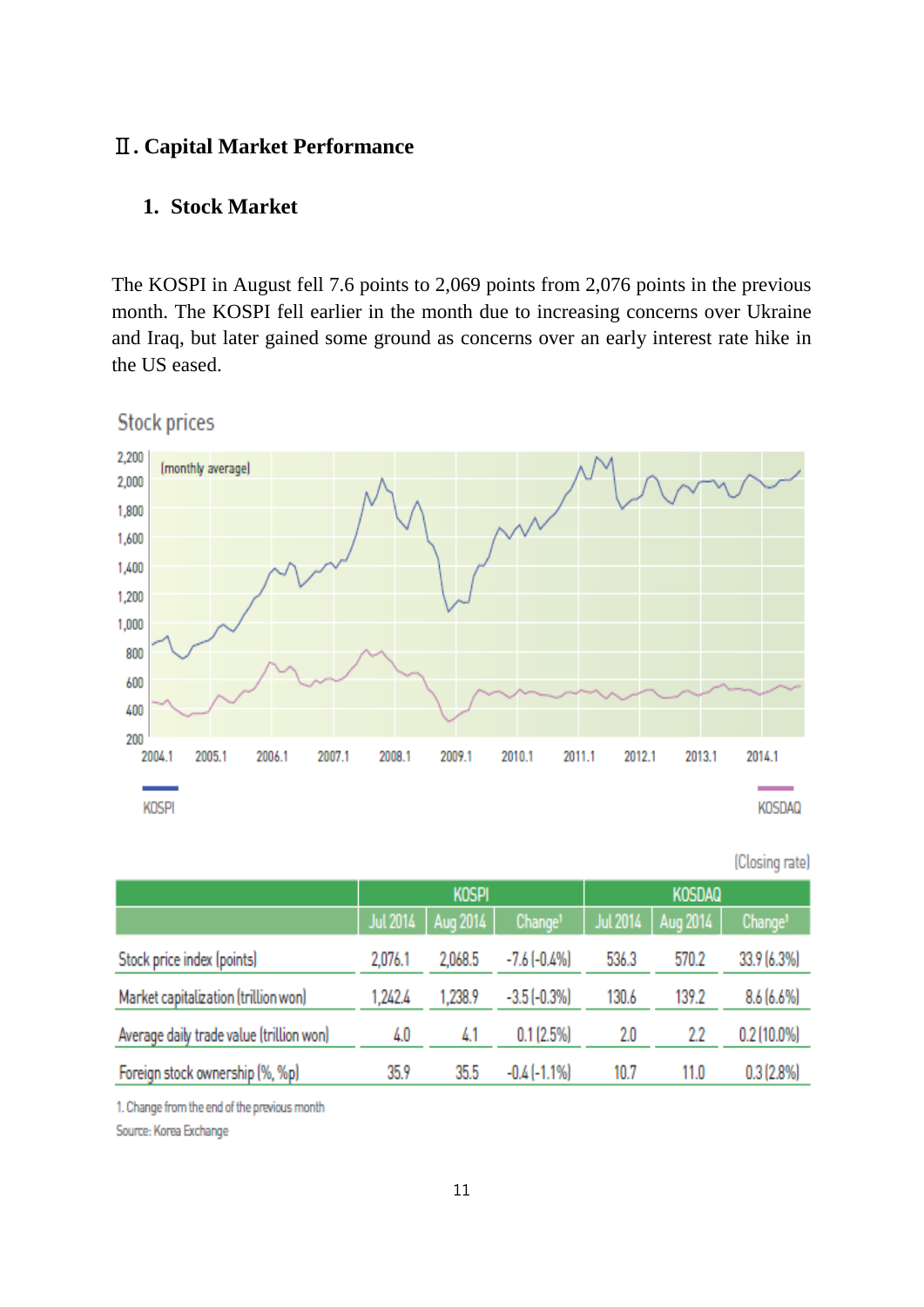# Ⅱ. Capital Market Performance

## 1. Stock Market

The KOSPI in August fell 7.6 points to 2,069 points from 2,076 points in the previous month. The KOSPI fell earlier in the month due to increasing concerns over Ukraine and Iraq, but later gained some ground as concerns over an early interest rate hike in the US eased.

Stock prices

(Closing rate)

| | KOSPI | | | KOSDAQ | | |
|---|---|---|---|---|---|---|
| | Jul 2014 | Aug 2014 | Change[1] | Jul 2014 | Aug 2014 | Change[1] |
| Stock price index (points) | 2,076.1 | 2,068.5 | -7.6 (-0.4%) | 536.3 | 570.2 | 33.9 (6.3%) |
| Market capitalization (trillion won) | 1,242.4 | 1,238.9 | -3.5 (-0.3%) | 130.6 | 139.2 | 8.6 (6.6%) |
| Average daily trade value (trillion won) | 4.0 | 4.1 | 0.1 (2.5%) | 2.0 | 2.2 | 0.2 (10.0%) |
| Foreign stock ownership (%, %p) | 35.9 | 35.5 | -0.4 (-1.1%) | 10.7 | 11.0 | 0.3 (2.8%) |

1. Change from the end of the previous month

Source: Korea Exchange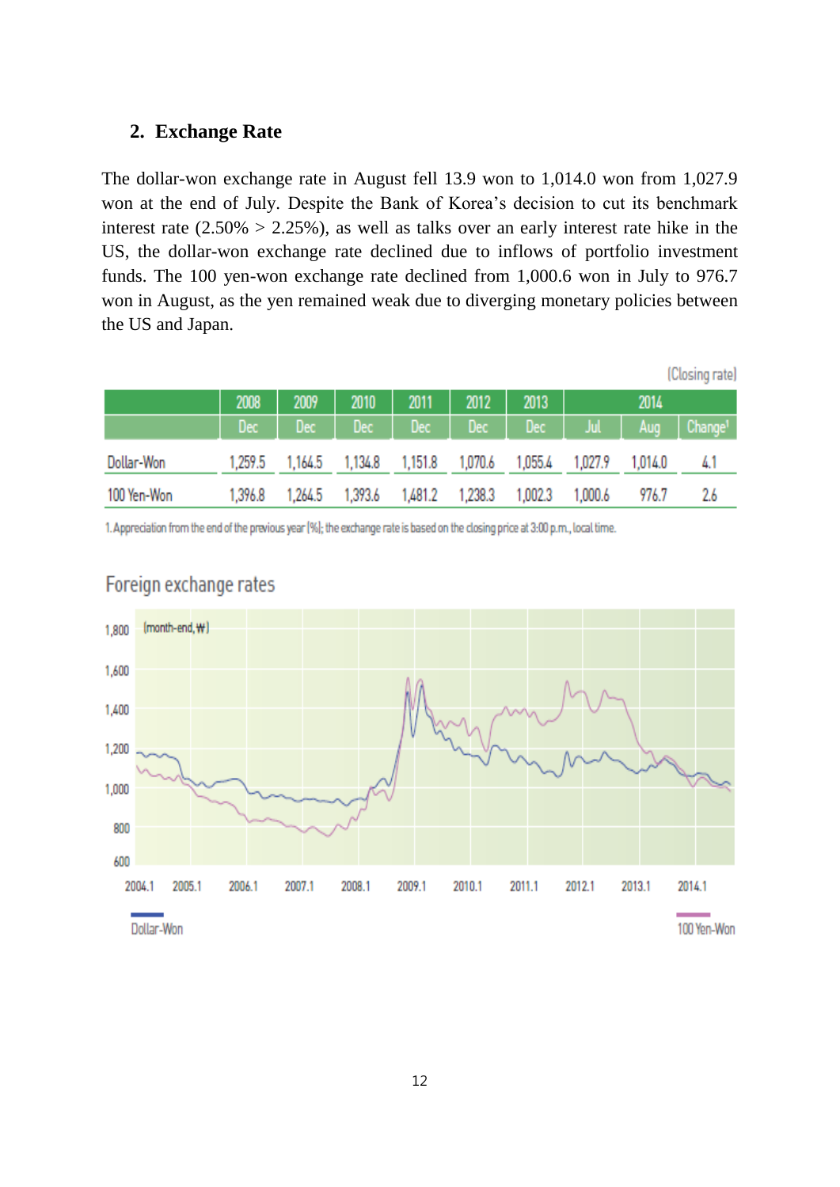## 2. Exchange Rate

The dollar-won exchange rate in August fell 13.9 won to 1,014.0 won from 1,027.9 won at the end of July. Despite the Bank of Korea's decision to cut its benchmark interest rate (2.50% > 2.25%), as well as talks over an early interest rate hike in the US, the dollar-won exchange rate declined due to inflows of portfolio investment funds. The 100 yen-won exchange rate declined from 1,000.6 won in July to 976.7 won in August, as the yen remained weak due to diverging monetary policies between the US and Japan.

(Closing rate)

| | 2008 | 2009 | 2010 | 2011 | 2012 | 2013 | 2014 | | |
|---|---|---|---|---|---|---|---|---|---|
| | Dec | Dec | Dec | Dec | Dec | Dec | Jul | Aug | Change[1] |
| Dollar-Won | 1,259.5 | 1,164.5 | 1,134.8 | 1,151.8 | 1,070.6 | 1,055.4 | 1,027.9 | 1,014.0 | 4.1 |
| 100 Yen-Won | 1,396.8 | 1,264.5 | 1,393.6 | 1,481.2 | 1,238.3 | 1,002.3 | 1,000.6 | 976.7 | 2.6 |

1. Appreciation from the end of the previous year (%); the exchange rate is based on the closing price at 3:00 p.m., local time.

Foreign exchange rates

(month-end, ₩)

Dollar-Won

100 Yen-Won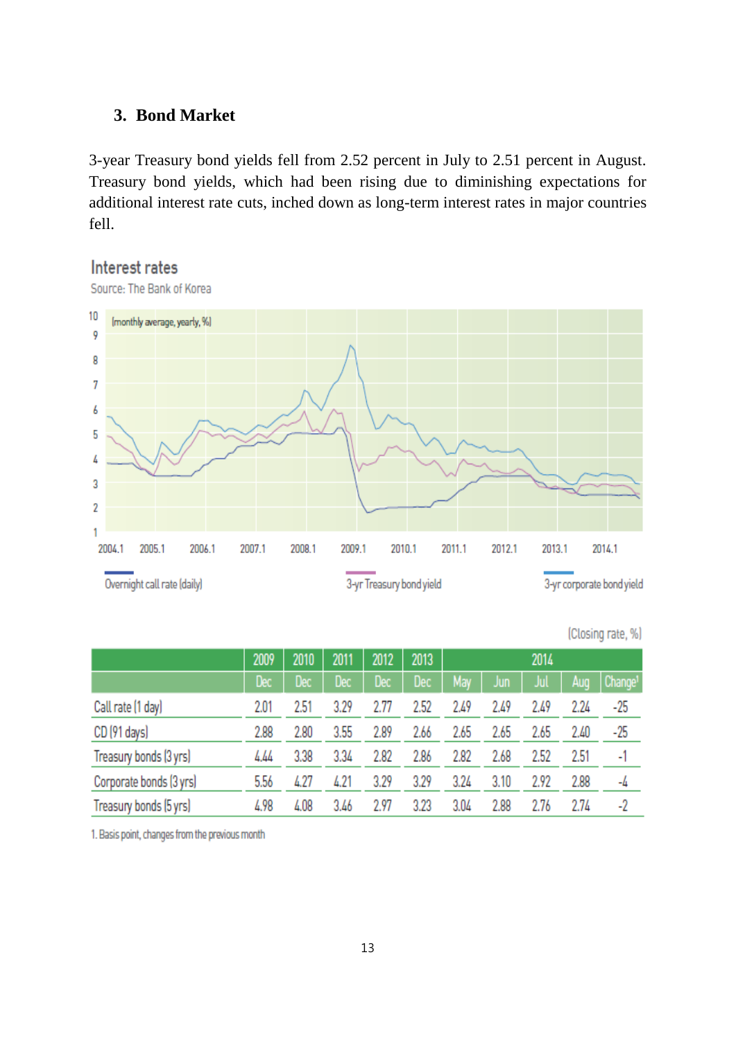### 3. Bond Market

3-year Treasury bond yields fell from 2.52 percent in July to 2.51 percent in August. Treasury bond yields, which had been rising due to diminishing expectations for additional interest rate cuts, inched down as long-term interest rates in major countries fell.

**Interest rates**

Source: The Bank of Korea

(monthly average, yearly, %)

Overnight call rate (daily) | 3-yr Treasury bond yield | 3-yr corporate bond yield

(Closing rate, %)

| | 2009 | 2010 | 2011 | 2012 | 2013 | 2014 | | | | |
|---|---|---|---|---|---|---|---|---|---|---|
| | Dec | Dec | Dec | Dec | Dec | May | Jun | Jul | Aug | Change[1] |
| Call rate (1 day) | 2.01 | 2.51 | 3.29 | 2.77 | 2.52 | 2.49 | 2.49 | 2.49 | 2.24 | -25 |
| CD (91 days) | 2.88 | 2.80 | 3.55 | 2.89 | 2.66 | 2.65 | 2.65 | 2.65 | 2.40 | -25 |
| Treasury bonds (3 yrs) | 4.44 | 3.38 | 3.34 | 2.82 | 2.86 | 2.82 | 2.68 | 2.52 | 2.51 | -1 |
| Corporate bonds (3 yrs) | 5.56 | 4.27 | 4.21 | 3.29 | 3.29 | 3.24 | 3.10 | 2.92 | 2.88 | -4 |
| Treasury bonds (5 yrs) | 4.98 | 4.08 | 3.46 | 2.97 | 3.23 | 3.04 | 2.88 | 2.76 | 2.74 | -2 |

1. Basis point, changes from the previous month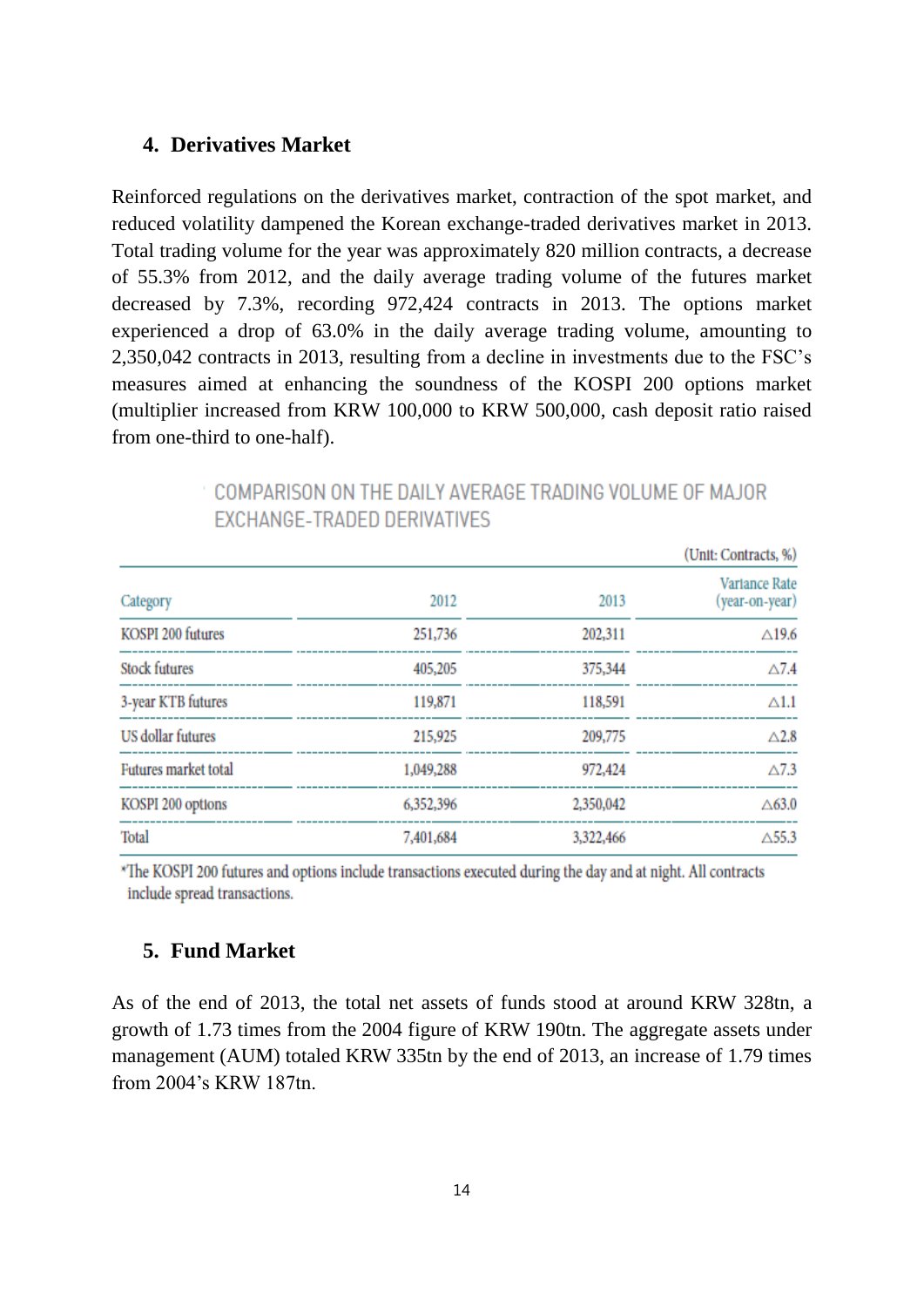## 4. Derivatives Market

Reinforced regulations on the derivatives market, contraction of the spot market, and reduced volatility dampened the Korean exchange-traded derivatives market in 2013. Total trading volume for the year was approximately 820 million contracts, a decrease of 55.3% from 2012, and the daily average trading volume of the futures market decreased by 7.3%, recording 972,424 contracts in 2013. The options market experienced a drop of 63.0% in the daily average trading volume, amounting to 2,350,042 contracts in 2013, resulting from a decline in investments due to the FSC's measures aimed at enhancing the soundness of the KOSPI 200 options market (multiplier increased from KRW 100,000 to KRW 500,000, cash deposit ratio raised from one-third to one-half).

COMPARISON ON THE DAILY AVERAGE TRADING VOLUME OF MAJOR EXCHANGE-TRADED DERIVATIVES

(Unit: Contracts, %)

| Category | 2012 | 2013 | Variance Rate (year-on-year) |
|---|---|---|---|
| KOSPI 200 futures | 251,736 | 202,311 | △19.6 |
| Stock futures | 405,205 | 375,344 | △7.4 |
| 3-year KTB futures | 119,871 | 118,591 | △1.1 |
| US dollar futures | 215,925 | 209,775 | △2.8 |
| Futures market total | 1,049,288 | 972,424 | △7.3 |
| KOSPI 200 options | 6,352,396 | 2,350,042 | △63.0 |
| Total | 7,401,684 | 3,322,466 | △55.3 |

*The KOSPI 200 futures and options include transactions executed during the day and at night. All contracts include spread transactions.

## 5. Fund Market

As of the end of 2013, the total net assets of funds stood at around KRW 328tn, a growth of 1.73 times from the 2004 figure of KRW 190tn. The aggregate assets under management (AUM) totaled KRW 335tn by the end of 2013, an increase of 1.79 times from 2004's KRW 187tn.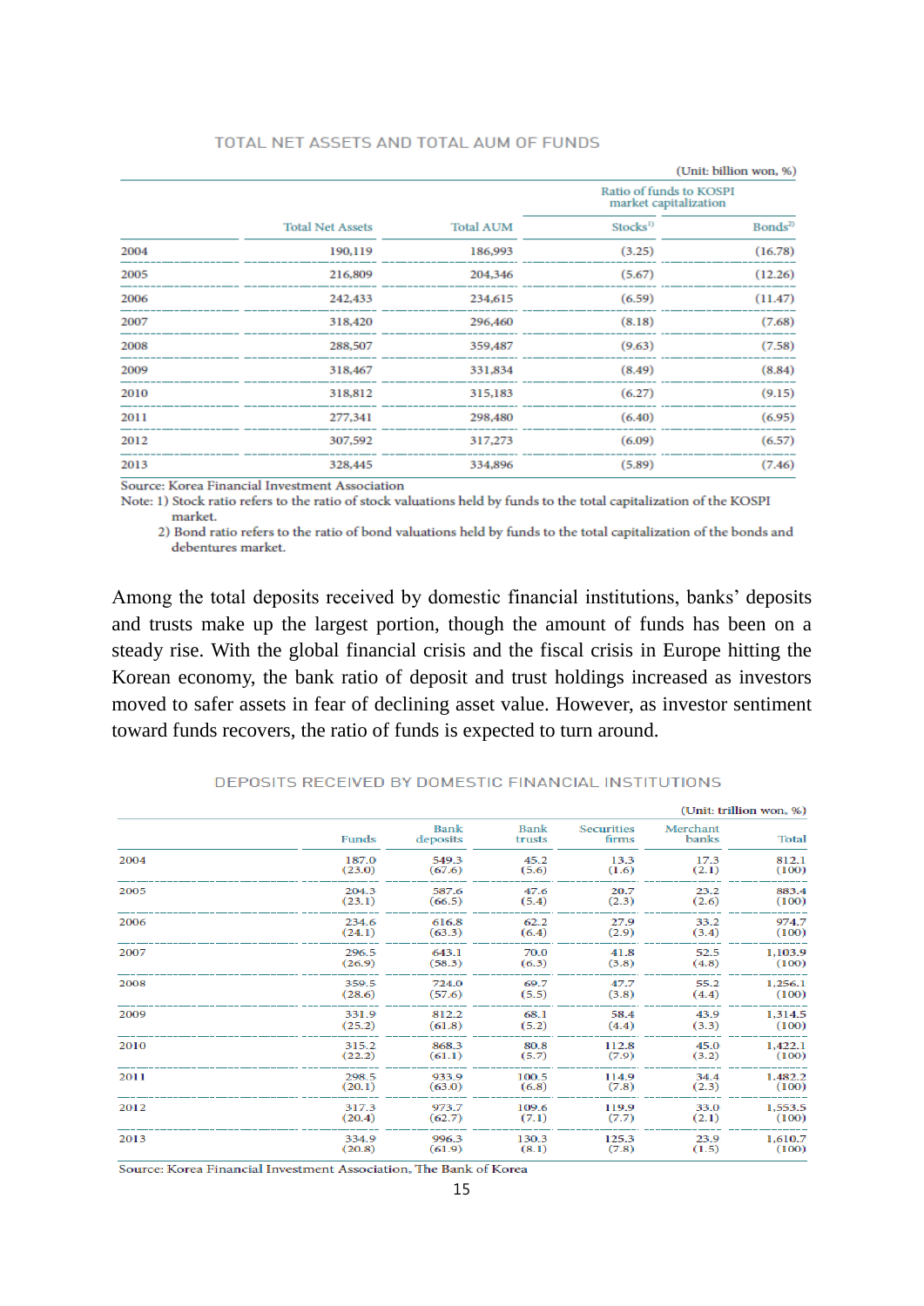TOTAL NET ASSETS AND TOTAL AUM OF FUNDS

(Unit: billion won, %)

| | Total Net Assets | Total AUM | Ratio of funds to KOSPI market capitalization | |
|---|---|---|---|---|
| | | | Stocks[1] | Bonds[2] |
| 2004 | 190,119 | 186,993 | (3.25) | (16.78) |
| 2005 | 216,809 | 204,346 | (5.67) | (12.26) |
| 2006 | 242,433 | 234,615 | (6.59) | (11.47) |
| 2007 | 318,420 | 296,460 | (8.18) | (7.68) |
| 2008 | 288,507 | 359,487 | (9.63) | (7.58) |
| 2009 | 318,467 | 331,834 | (8.49) | (8.84) |
| 2010 | 318,812 | 315,183 | (6.27) | (9.15) |
| 2011 | 277,341 | 298,480 | (6.40) | (6.95) |
| 2012 | 307,592 | 317,273 | (6.09) | (6.57) |
| 2013 | 328,445 | 334,896 | (5.89) | (7.46) |

Source: Korea Financial Investment Association

Note: 1) Stock ratio refers to the ratio of stock valuations held by funds to the total capitalization of the KOSPI market.

2) Bond ratio refers to the ratio of bond valuations held by funds to the total capitalization of the bonds and debentures market.

Among the total deposits received by domestic financial institutions, banks' deposits and trusts make up the largest portion, though the amount of funds has been on a steady rise. With the global financial crisis and the fiscal crisis in Europe hitting the Korean economy, the bank ratio of deposit and trust holdings increased as investors moved to safer assets in fear of declining asset value. However, as investor sentiment toward funds recovers, the ratio of funds is expected to turn around.

DEPOSITS RECEIVED BY DOMESTIC FINANCIAL INSTITUTIONS

(Unit: trillion won, %)

| | Funds | Bank deposits | Bank trusts | Securities firms | Merchant banks | Total |
|---|---|---|---|---|---|---|
| 2004 | 187.0<br>(23.0) | 549.3<br>(67.6) | 45.2<br>(5.6) | 13.3<br>(1.6) | 17.3<br>(2.1) | 812.1<br>(100) |
| 2005 | 204.3<br>(23.1) | 587.6<br>(66.5) | 47.6<br>(5.4) | 20.7<br>(2.3) | 23.2<br>(2.6) | 883.4<br>(100) |
| 2006 | 234.6<br>(24.1) | 616.8<br>(63.3) | 62.2<br>(6.4) | 27.9<br>(2.9) | 33.2<br>(3.4) | 974.7<br>(100) |
| 2007 | 296.5<br>(26.9) | 643.1<br>(58.3) | 70.0<br>(6.3) | 41.8<br>(3.8) | 52.5<br>(4.8) | 1,103.9<br>(100) |
| 2008 | 359.5<br>(28.6) | 724.0<br>(57.6) | 69.7<br>(5.5) | 47.7<br>(3.8) | 55.2<br>(4.4) | 1,256.1<br>(100) |
| 2009 | 331.9<br>(25.2) | 812.2<br>(61.8) | 68.1<br>(5.2) | 58.4<br>(4.4) | 43.9<br>(3.3) | 1,314.5<br>(100) |
| 2010 | 315.2<br>(22.2) | 868.3<br>(61.1) | 80.8<br>(5.7) | 112.8<br>(7.9) | 45.0<br>(3.2) | 1,422.1<br>(100) |
| 2011 | 298.5<br>(20.1) | 933.9<br>(63.0) | 100.5<br>(6.8) | 114.9<br>(7.8) | 34.4<br>(2.3) | 1,482.2<br>(100) |
| 2012 | 317.3<br>(20.4) | 973.7<br>(62.7) | 109.6<br>(7.1) | 119.9<br>(7.7) | 33.0<br>(2.1) | 1,553.5<br>(100) |
| 2013 | 334.9<br>(20.8) | 996.3<br>(61.9) | 130.3<br>(8.1) | 125.3<br>(7.8) | 23.9<br>(1.5) | 1,610.7<br>(100) |

Source: Korea Financial Investment Association, The Bank of Korea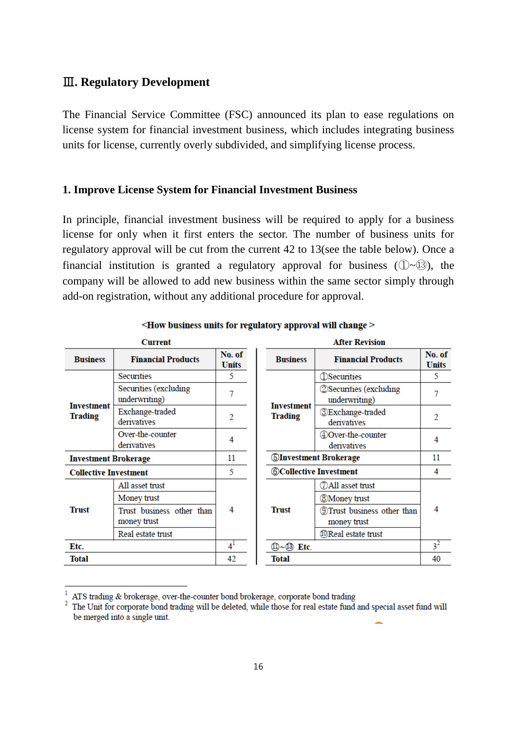## Ⅲ. Regulatory Development

The Financial Service Committee (FSC) announced its plan to ease regulations on license system for financial investment business, which includes integrating business units for license, currently overly subdivided, and simplifying license process.

### 1. Improve License System for Financial Investment Business

In principle, financial investment business will be required to apply for a business license for only when it first enters the sector. The number of business units for regulatory approval will be cut from the current 42 to 13(see the table below). Once a financial institution is granted a regulatory approval for business (①~⑬), the company will be allowed to add new business within the same sector simply through add-on registration, without any additional procedure for approval.

**<How business units for regulatory approval will change >**

| Current | | | After Revision | | |
|---|---|---|---|---|---|
| **Business** | **Financial Products** | **No. of Units** | **Business** | **Financial Products** | **No. of Units** |
| **Investment Trading** | Securities | 5 | **Investment Trading** | ①Securities | 5 |
| | Securities (excluding underwriting) | 7 | | ②Securities (excluding underwriting) | 7 |
| | Exchange-traded derivatives | 2 | | ③Exchange-traded derivatives | 2 |
| | Over-the-counter derivatives | 4 | | ④Over-the-counter derivatives | 4 |
| **Investment Brokerage** | | 11 | **⑤Investment Brokerage** | | 11 |
| **Collective Investment** | | 5 | **⑥Collective Investment** | | 4 |
| **Trust** | All asset trust | 4 | **Trust** | ⑦All asset trust | 4 |
| | Money trust | | | ⑧Money trust | |
| | Trust business other than money trust | | | ⑨Trust business other than money trust | |
| | Real estate trust | | | ⑩Real estate trust | |
| **Etc.** | | 4[1] | **⑪~⑬ Etc.** | | 3[2] |
| **Total** | | 42 | **Total** | | 40 |

[1] ATS trading & brokerage, over-the-counter bond brokerage, corporate bond trading

[2] The Unit for corporate bond trading will be deleted, while those for real estate fund and special asset fund will be merged into a single unit.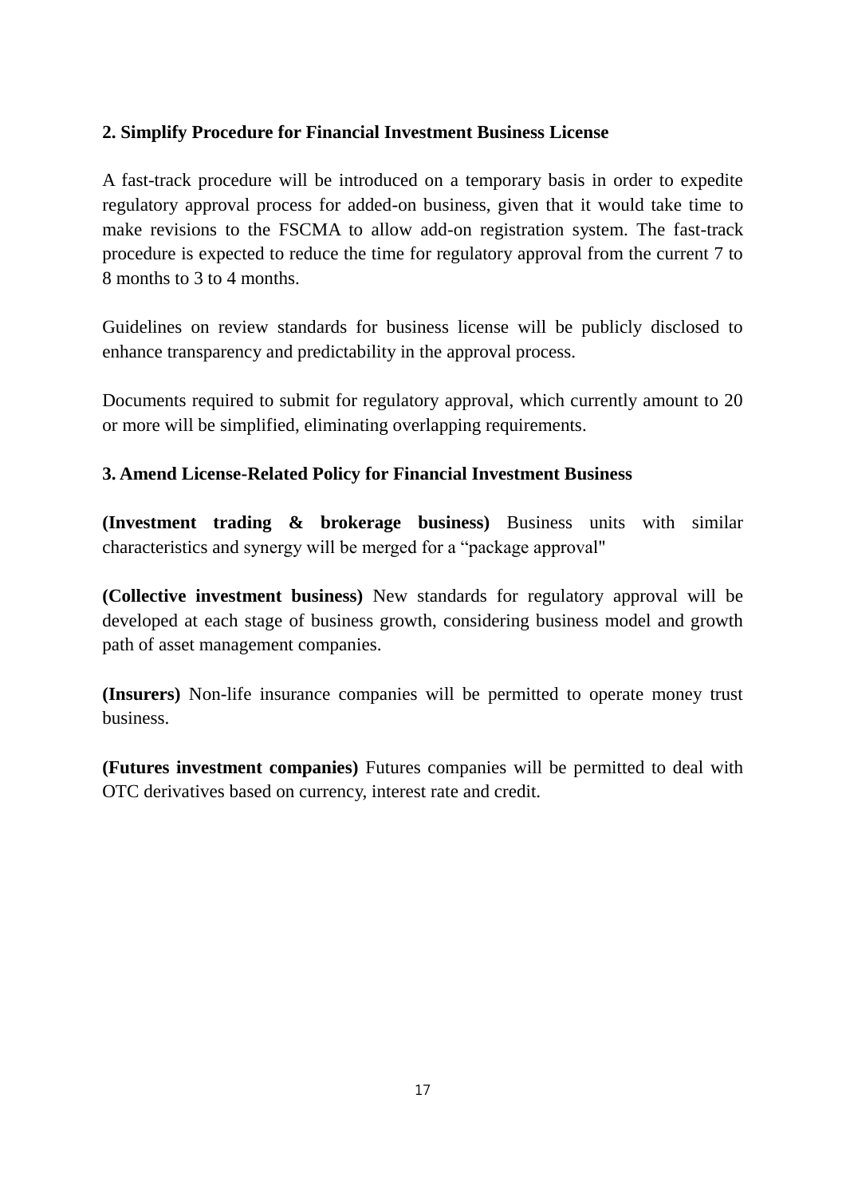## 2. Simplify Procedure for Financial Investment Business License

A fast-track procedure will be introduced on a temporary basis in order to expedite regulatory approval process for added-on business, given that it would take time to make revisions to the FSCMA to allow add-on registration system. The fast-track procedure is expected to reduce the time for regulatory approval from the current 7 to 8 months to 3 to 4 months.

Guidelines on review standards for business license will be publicly disclosed to enhance transparency and predictability in the approval process.

Documents required to submit for regulatory approval, which currently amount to 20 or more will be simplified, eliminating overlapping requirements.

## 3. Amend License-Related Policy for Financial Investment Business

**(Investment trading & brokerage business)** Business units with similar characteristics and synergy will be merged for a “package approval"

**(Collective investment business)** New standards for regulatory approval will be developed at each stage of business growth, considering business model and growth path of asset management companies.

**(Insurers)** Non-life insurance companies will be permitted to operate money trust business.

**(Futures investment companies)** Futures companies will be permitted to deal with OTC derivatives based on currency, interest rate and credit.